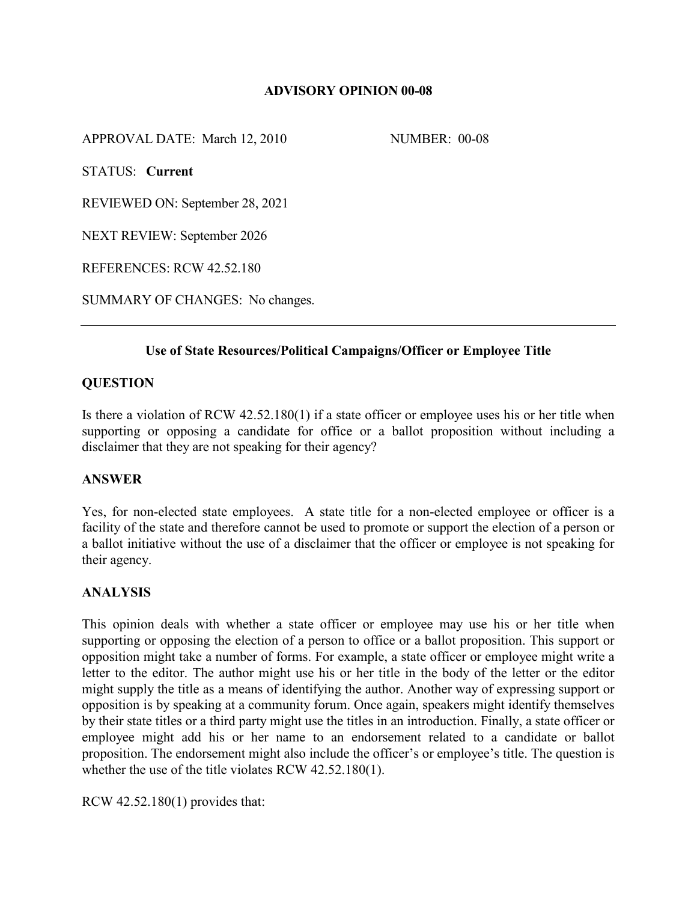# ADVISORY OPINION 00-08

APPROVAL DATE: March 12, 2010 NUMBER: 00-08

STATUS: **Current**

REVIEWED ON: September 28, 2021

NEXT REVIEW: September 2026

REFERENCES: RCW 42.52.180

SUMMARY OF CHANGES: No changes.

---

## Use of State Resources/Political Campaigns/Officer or Employee Title

### QUESTION

Is there a violation of RCW 42.52.180(1) if a state officer or employee uses his or her title when supporting or opposing a candidate for office or a ballot proposition without including a disclaimer that they are not speaking for their agency?

### ANSWER

Yes, for non-elected state employees. A state title for a non-elected employee or officer is a facility of the state and therefore cannot be used to promote or support the election of a person or a ballot initiative without the use of a disclaimer that the officer or employee is not speaking for their agency.

### ANALYSIS

This opinion deals with whether a state officer or employee may use his or her title when supporting or opposing the election of a person to office or a ballot proposition. This support or opposition might take a number of forms. For example, a state officer or employee might write a letter to the editor. The author might use his or her title in the body of the letter or the editor might supply the title as a means of identifying the author. Another way of expressing support or opposition is by speaking at a community forum. Once again, speakers might identify themselves by their state titles or a third party might use the titles in an introduction. Finally, a state officer or employee might add his or her name to an endorsement related to a candidate or ballot proposition. The endorsement might also include the officer's or employee's title. The question is whether the use of the title violates RCW 42.52.180(1).

RCW 42.52.180(1) provides that: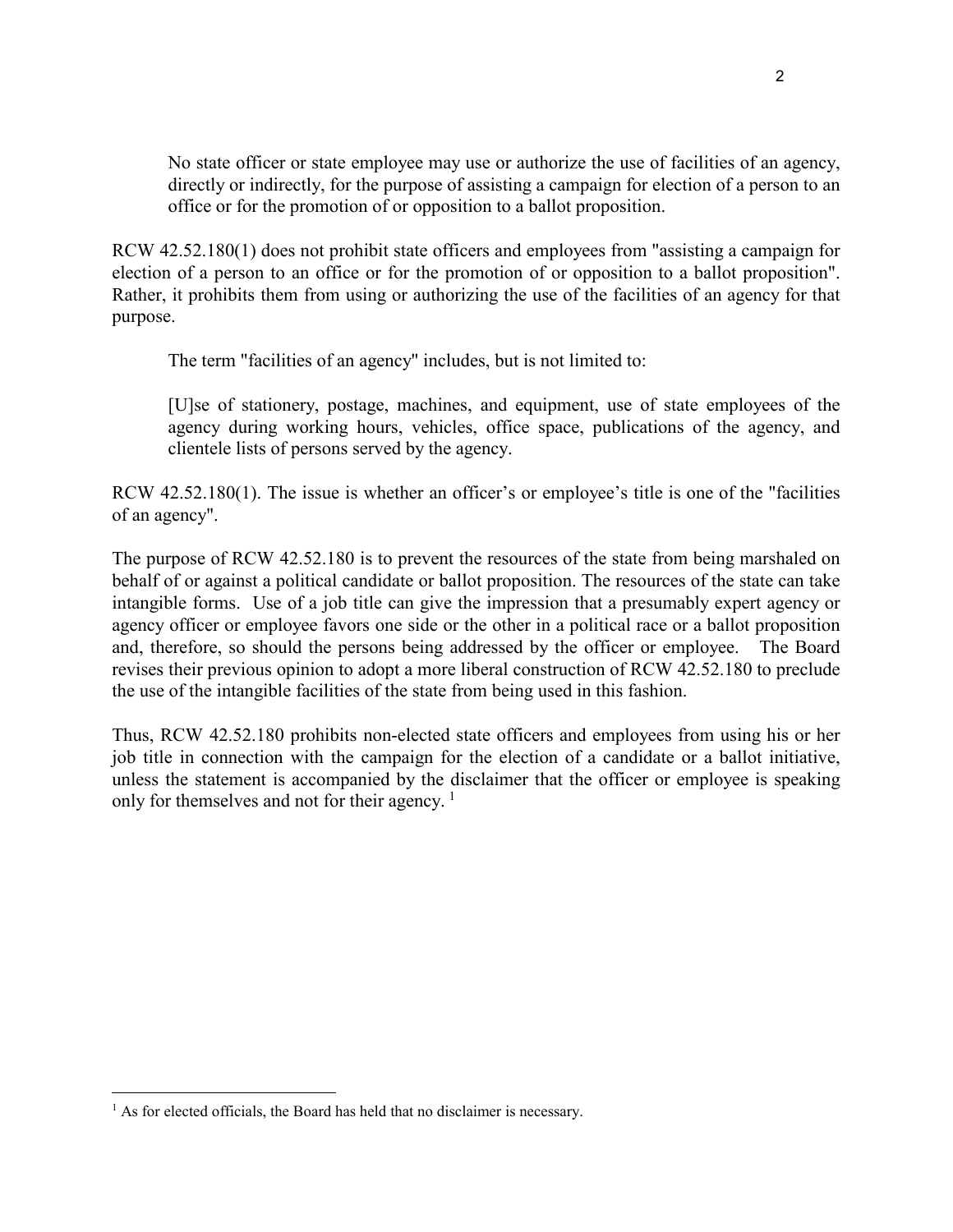> No state officer or state employee may use or authorize the use of facilities of an agency, directly or indirectly, for the purpose of assisting a campaign for election of a person to an office or for the promotion of or opposition to a ballot proposition.

RCW 42.52.180(1) does not prohibit state officers and employees from "assisting a campaign for election of a person to an office or for the promotion of or opposition to a ballot proposition". Rather, it prohibits them from using or authorizing the use of the facilities of an agency for that purpose.

> The term "facilities of an agency" includes, but is not limited to:
>
> [U]se of stationery, postage, machines, and equipment, use of state employees of the agency during working hours, vehicles, office space, publications of the agency, and clientele lists of persons served by the agency.

RCW 42.52.180(1). The issue is whether an officer's or employee's title is one of the "facilities of an agency".

The purpose of RCW 42.52.180 is to prevent the resources of the state from being marshaled on behalf of or against a political candidate or ballot proposition. The resources of the state can take intangible forms. Use of a job title can give the impression that a presumably expert agency or agency officer or employee favors one side or the other in a political race or a ballot proposition and, therefore, so should the persons being addressed by the officer or employee. The Board revises their previous opinion to adopt a more liberal construction of RCW 42.52.180 to preclude the use of the intangible facilities of the state from being used in this fashion.

Thus, RCW 42.52.180 prohibits non-elected state officers and employees from using his or her job title in connection with the campaign for the election of a candidate or a ballot initiative, unless the statement is accompanied by the disclaimer that the officer or employee is speaking only for themselves and not for their agency. [1]

---

[1] As for elected officials, the Board has held that no disclaimer is necessary.